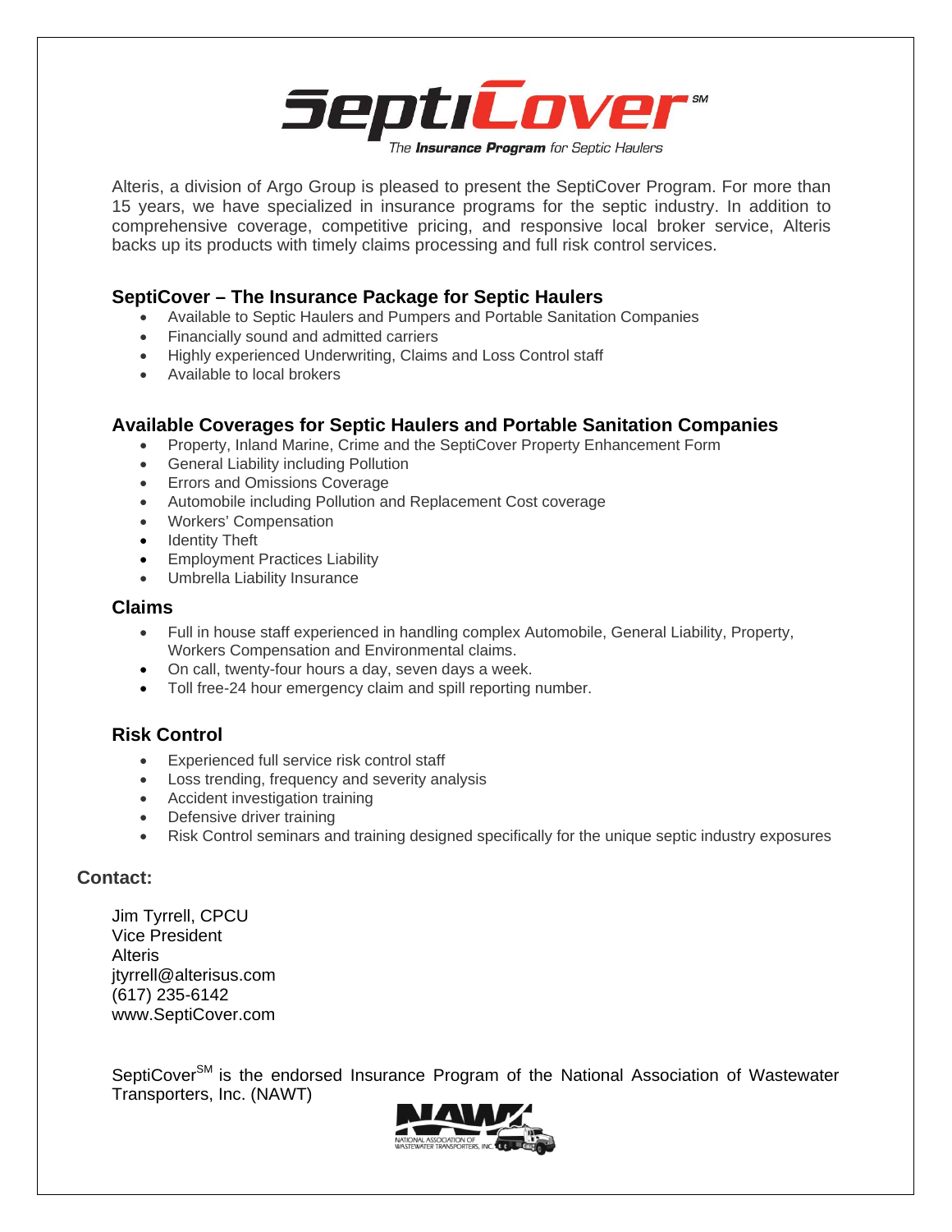# SeptiCover℠

*The **Insurance Program** for Septic Haulers*

Alteris, a division of Argo Group is pleased to present the SeptiCover Program. For more than 15 years, we have specialized in insurance programs for the septic industry. In addition to comprehensive coverage, competitive pricing, and responsive local broker service, Alteris backs up its products with timely claims processing and full risk control services.

## SeptiCover – The Insurance Package for Septic Haulers

- Available to Septic Haulers and Pumpers and Portable Sanitation Companies
- Financially sound and admitted carriers
- Highly experienced Underwriting, Claims and Loss Control staff
- Available to local brokers

## Available Coverages for Septic Haulers and Portable Sanitation Companies

- Property, Inland Marine, Crime and the SeptiCover Property Enhancement Form
- General Liability including Pollution
- Errors and Omissions Coverage
- Automobile including Pollution and Replacement Cost coverage
- Workers' Compensation
- Identity Theft
- Employment Practices Liability
- Umbrella Liability Insurance

## Claims

- Full in house staff experienced in handling complex Automobile, General Liability, Property, Workers Compensation and Environmental claims.
- On call, twenty-four hours a day, seven days a week.
- Toll free-24 hour emergency claim and spill reporting number.

## Risk Control

- Experienced full service risk control staff
- Loss trending, frequency and severity analysis
- Accident investigation training
- Defensive driver training
- Risk Control seminars and training designed specifically for the unique septic industry exposures

## Contact:

Jim Tyrrell, CPCU
Vice President
Alteris
jtyrrell@alterisus.com
(617) 235-6142
www.SeptiCover.com

SeptiCover℠ is the endorsed Insurance Program of the National Association of Wastewater Transporters, Inc. (NAWT)

NAWT
NATIONAL ASSOCIATION OF WASTEWATER TRANSPORTERS, INC.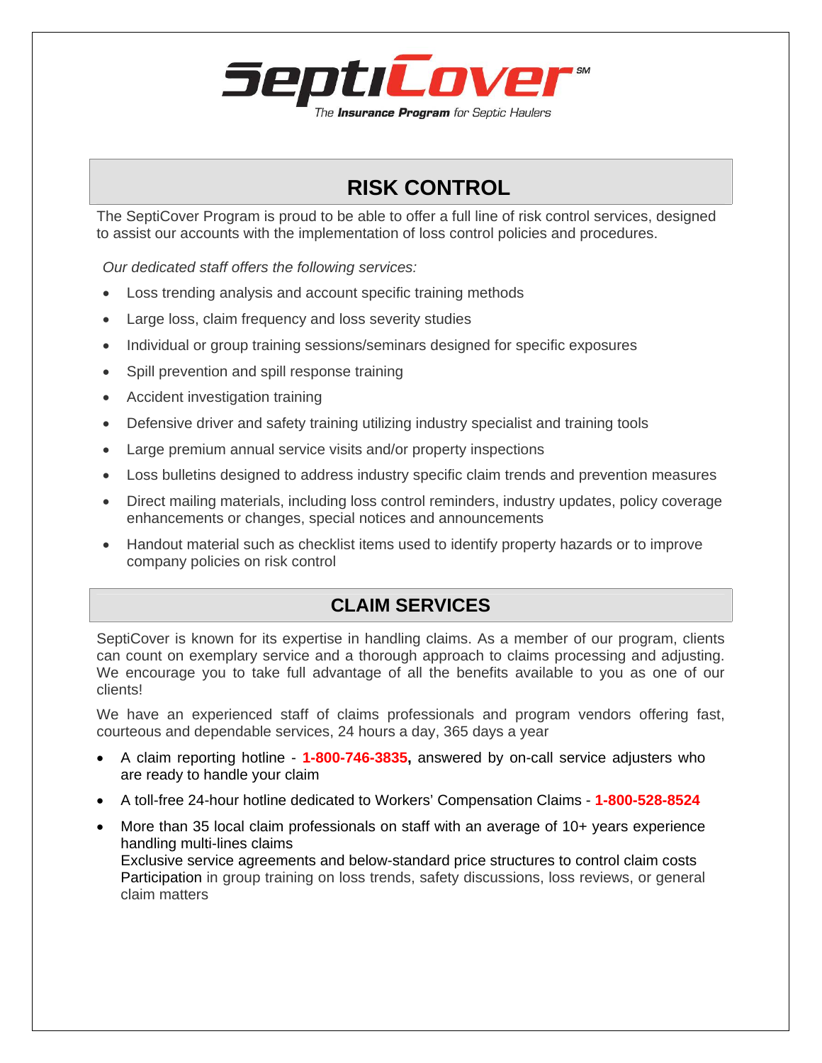**SeptiCover**[SM]

*The **Insurance Program** for Septic Haulers*

## RISK CONTROL

The SeptiCover Program is proud to be able to offer a full line of risk control services, designed to assist our accounts with the implementation of loss control policies and procedures.

*Our dedicated staff offers the following services:*

- Loss trending analysis and account specific training methods
- Large loss, claim frequency and loss severity studies
- Individual or group training sessions/seminars designed for specific exposures
- Spill prevention and spill response training
- Accident investigation training
- Defensive driver and safety training utilizing industry specialist and training tools
- Large premium annual service visits and/or property inspections
- Loss bulletins designed to address industry specific claim trends and prevention measures
- Direct mailing materials, including loss control reminders, industry updates, policy coverage enhancements or changes, special notices and announcements
- Handout material such as checklist items used to identify property hazards or to improve company policies on risk control

## CLAIM SERVICES

SeptiCover is known for its expertise in handling claims. As a member of our program, clients can count on exemplary service and a thorough approach to claims processing and adjusting. We encourage you to take full advantage of all the benefits available to you as one of our clients!

We have an experienced staff of claims professionals and program vendors offering fast, courteous and dependable services, 24 hours a day, 365 days a year

- A claim reporting hotline - **1-800-746-3835,** answered by on-call service adjusters who are ready to handle your claim
- A toll-free 24-hour hotline dedicated to Workers' Compensation Claims - **1-800-528-8524**
- More than 35 local claim professionals on staff with an average of 10+ years experience handling multi-lines claims
  Exclusive service agreements and below-standard price structures to control claim costs
  Participation in group training on loss trends, safety discussions, loss reviews, or general claim matters